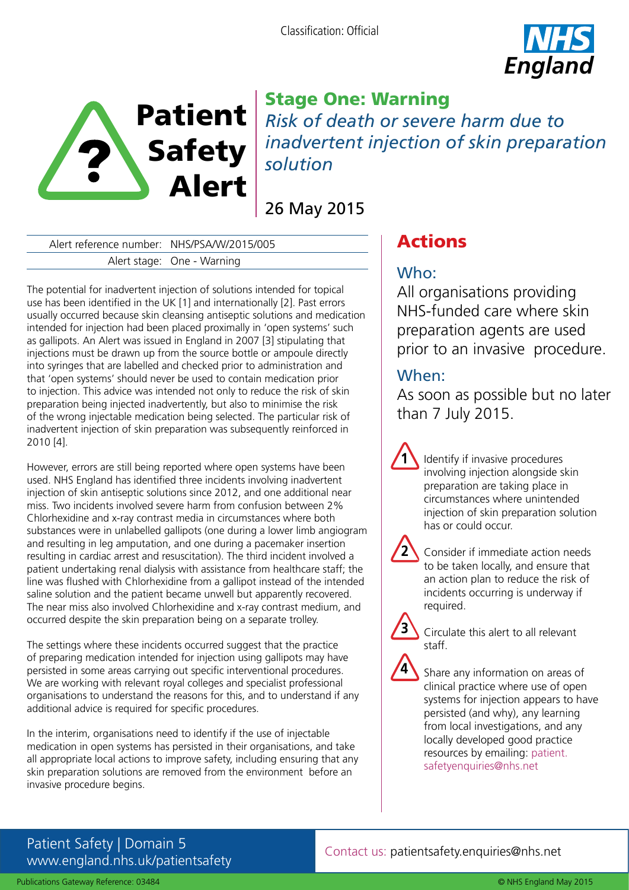Classification: Official

# Patient Safety Alert

## Stage One: Warning

*Risk of death or severe harm due to inadvertent injection of skin preparation solution*

26 May 2015

| Alert reference number: | NHS/PSA/W/2015/005 |
|---|---|
| Alert stage: | One - Warning |

The potential for inadvertent injection of solutions intended for topical use has been identified in the UK [1] and internationally [2]. Past errors usually occurred because skin cleansing antiseptic solutions and medication intended for injection had been placed proximally in 'open systems' such as gallipots. An Alert was issued in England in 2007 [3] stipulating that injections must be drawn up from the source bottle or ampoule directly into syringes that are labelled and checked prior to administration and that 'open systems' should never be used to contain medication prior to injection. This advice was intended not only to reduce the risk of skin preparation being injected inadvertently, but also to minimise the risk of the wrong injectable medication being selected. The particular risk of inadvertent injection of skin preparation was subsequently reinforced in 2010 [4].

However, errors are still being reported where open systems have been used. NHS England has identified three incidents involving inadvertent injection of skin antiseptic solutions since 2012, and one additional near miss. Two incidents involved severe harm from confusion between 2% Chlorhexidine and x-ray contrast media in circumstances where both substances were in unlabelled gallipots (one during a lower limb angiogram and resulting in leg amputation, and one during a pacemaker insertion resulting in cardiac arrest and resuscitation). The third incident involved a patient undertaking renal dialysis with assistance from healthcare staff; the line was flushed with Chlorhexidine from a gallipot instead of the intended saline solution and the patient became unwell but apparently recovered. The near miss also involved Chlorhexidine and x-ray contrast medium, and occurred despite the skin preparation being on a separate trolley.

The settings where these incidents occurred suggest that the practice of preparing medication intended for injection using gallipots may have persisted in some areas carrying out specific interventional procedures. We are working with relevant royal colleges and specialist professional organisations to understand the reasons for this, and to understand if any additional advice is required for specific procedures.

In the interim, organisations need to identify if the use of injectable medication in open systems has persisted in their organisations, and take all appropriate local actions to improve safety, including ensuring that any skin preparation solutions are removed from the environment before an invasive procedure begins.

## Actions

### Who:

All organisations providing NHS-funded care where skin preparation agents are used prior to an invasive procedure.

### When:

As soon as possible but no later than 7 July 2015.

1. Identify if invasive procedures involving injection alongside skin preparation are taking place in circumstances where unintended injection of skin preparation solution has or could occur.
2. Consider if immediate action needs to be taken locally, and ensure that an action plan to reduce the risk of incidents occurring is underway if required.
3. Circulate this alert to all relevant staff.
4. Share any information on areas of clinical practice where use of open systems for injection appears to have persisted (and why), any learning from local investigations, and any locally developed good practice resources by emailing: patient.safetyenquiries@nhs.net

Patient Safety | Domain 5
www.england.nhs.uk/patientsafety

Contact us: patientsafety.enquiries@nhs.net

Publications Gateway Reference: 03484

© NHS England May 2015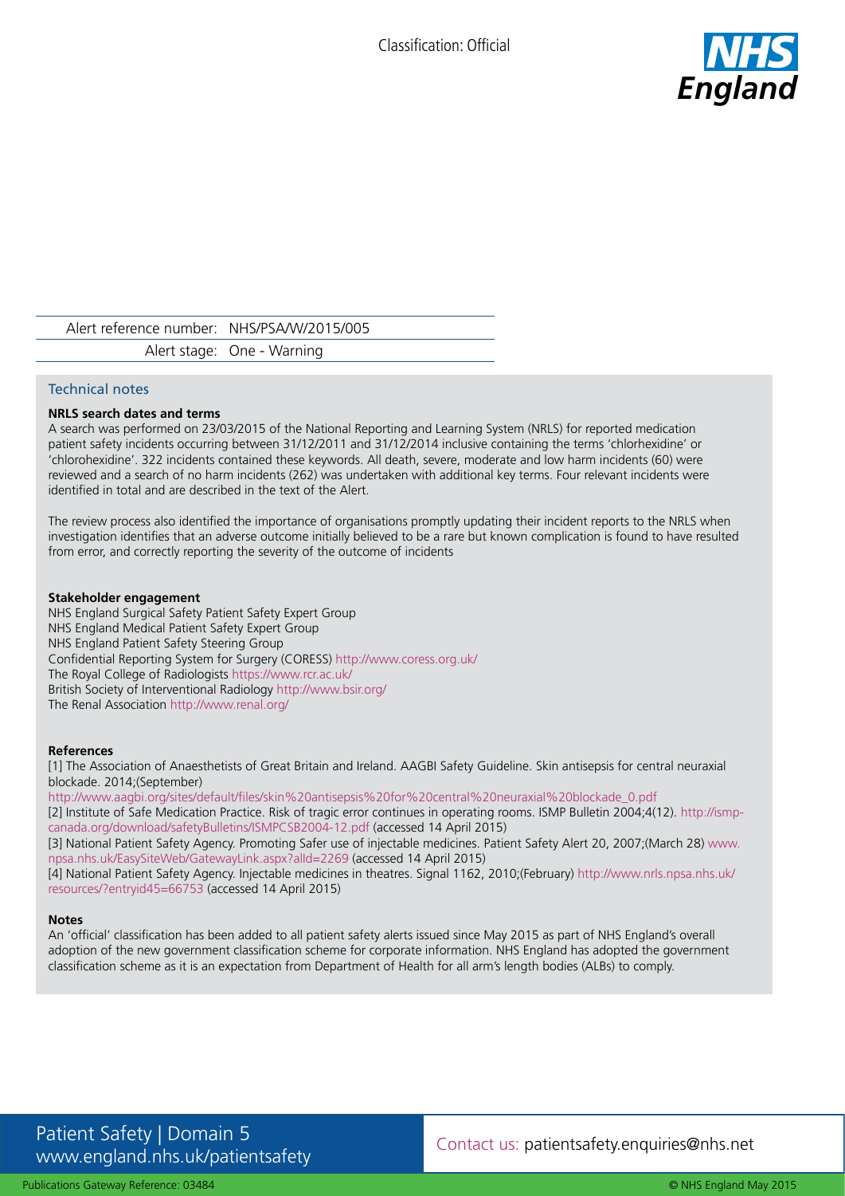Classification: Official

| | |
|---|---|
| Alert reference number: | NHS/PSA/W/2015/005 |
| Alert stage: | One - Warning |

## Technical notes

**NRLS search dates and terms**

A search was performed on 23/03/2015 of the National Reporting and Learning System (NRLS) for reported medication patient safety incidents occurring between 31/12/2011 and 31/12/2014 inclusive containing the terms 'chlorhexidine' or 'chlorohexidine'. 322 incidents contained these keywords. All death, severe, moderate and low harm incidents (60) were reviewed and a search of no harm incidents (262) was undertaken with additional key terms. Four relevant incidents were identified in total and are described in the text of the Alert.

The review process also identified the importance of organisations promptly updating their incident reports to the NRLS when investigation identifies that an adverse outcome initially believed to be a rare but known complication is found to have resulted from error, and correctly reporting the severity of the outcome of incidents

**Stakeholder engagement**

NHS England Surgical Safety Patient Safety Expert Group
NHS England Medical Patient Safety Expert Group
NHS England Patient Safety Steering Group
Confidential Reporting System for Surgery (CORESS) http://www.coress.org.uk/
The Royal College of Radiologists https://www.rcr.ac.uk/
British Society of Interventional Radiology http://www.bsir.org/
The Renal Association http://www.renal.org/

**References**

[1] The Association of Anaesthetists of Great Britain and Ireland. AAGBI Safety Guideline. Skin antisepsis for central neuraxial blockade. 2014;(September) http://www.aagbi.org/sites/default/files/skin%20antisepsis%20for%20central%20neuraxial%20blockade_0.pdf

[2] Institute of Safe Medication Practice. Risk of tragic error continues in operating rooms. ISMP Bulletin 2004;4(12). http://ismp-canada.org/download/safetyBulletins/ISMPCSB2004-12.pdf (accessed 14 April 2015)

[3] National Patient Safety Agency. Promoting Safer use of injectable medicines. Patient Safety Alert 20, 2007;(March 28) www.npsa.nhs.uk/EasySiteWeb/GatewayLink.aspx?alId=2269 (accessed 14 April 2015)

[4] National Patient Safety Agency. Injectable medicines in theatres. Signal 1162, 2010;(February) http://www.nrls.npsa.nhs.uk/resources/?entryid45=66753 (accessed 14 April 2015)

**Notes**

An 'official' classification has been added to all patient safety alerts issued since May 2015 as part of NHS England's overall adoption of the new government classification scheme for corporate information. NHS England has adopted the government classification scheme as it is an expectation from Department of Health for all arm's length bodies (ALBs) to comply.

Patient Safety | Domain 5
www.england.nhs.uk/patientsafety

Contact us: patientsafety.enquiries@nhs.net

Publications Gateway Reference: 03484

© NHS England May 2015